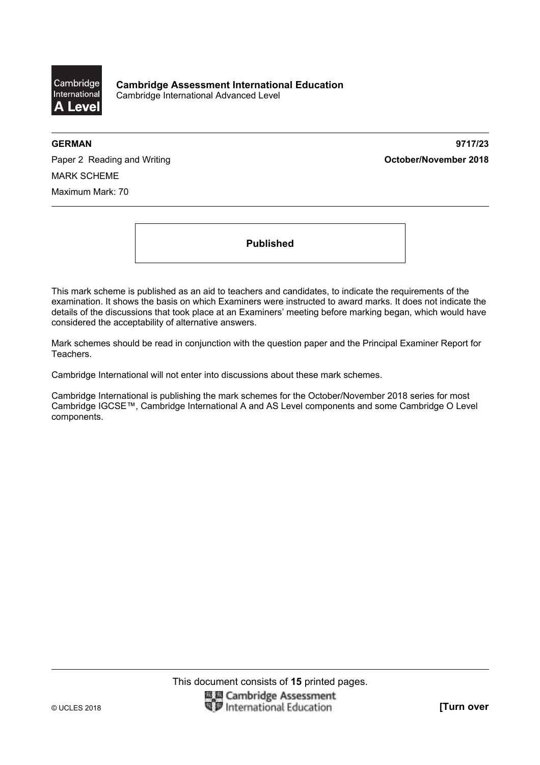**Cambridge Assessment International Education**
Cambridge International Advanced Level

**GERMAN** **9717/23**

Paper 2 Reading and Writing **October/November 2018**

MARK SCHEME

Maximum Mark: 70

**Published**

This mark scheme is published as an aid to teachers and candidates, to indicate the requirements of the examination. It shows the basis on which Examiners were instructed to award marks. It does not indicate the details of the discussions that took place at an Examiners' meeting before marking began, which would have considered the acceptability of alternative answers.

Mark schemes should be read in conjunction with the question paper and the Principal Examiner Report for Teachers.

Cambridge International will not enter into discussions about these mark schemes.

Cambridge International is publishing the mark schemes for the October/November 2018 series for most Cambridge IGCSE™, Cambridge International A and AS Level components and some Cambridge O Level components.

This document consists of **15** printed pages.

© UCLES 2018 **[Turn over**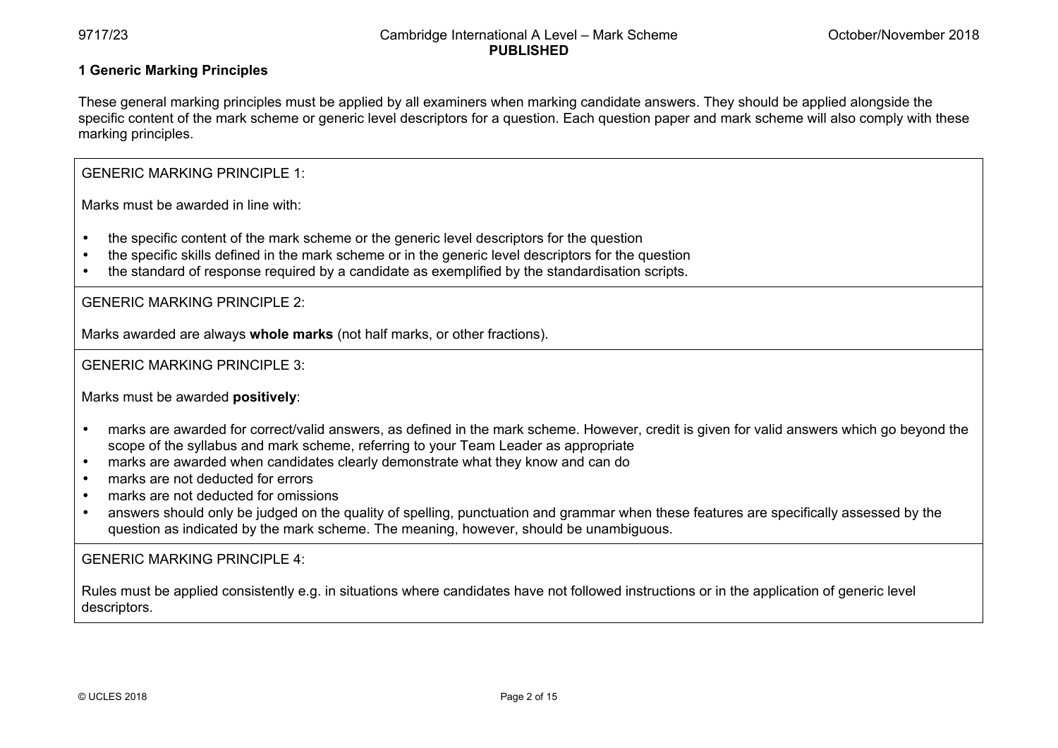## 1 Generic Marking Principles

These general marking principles must be applied by all examiners when marking candidate answers. They should be applied alongside the specific content of the mark scheme or generic level descriptors for a question. Each question paper and mark scheme will also comply with these marking principles.

GENERIC MARKING PRINCIPLE 1:

Marks must be awarded in line with:

- the specific content of the mark scheme or the generic level descriptors for the question
- the specific skills defined in the mark scheme or in the generic level descriptors for the question
- the standard of response required by a candidate as exemplified by the standardisation scripts.

GENERIC MARKING PRINCIPLE 2:

Marks awarded are always **whole marks** (not half marks, or other fractions).

GENERIC MARKING PRINCIPLE 3:

Marks must be awarded **positively**:

- marks are awarded for correct/valid answers, as defined in the mark scheme. However, credit is given for valid answers which go beyond the scope of the syllabus and mark scheme, referring to your Team Leader as appropriate
- marks are awarded when candidates clearly demonstrate what they know and can do
- marks are not deducted for errors
- marks are not deducted for omissions
- answers should only be judged on the quality of spelling, punctuation and grammar when these features are specifically assessed by the question as indicated by the mark scheme. The meaning, however, should be unambiguous.

GENERIC MARKING PRINCIPLE 4:

Rules must be applied consistently e.g. in situations where candidates have not followed instructions or in the application of generic level descriptors.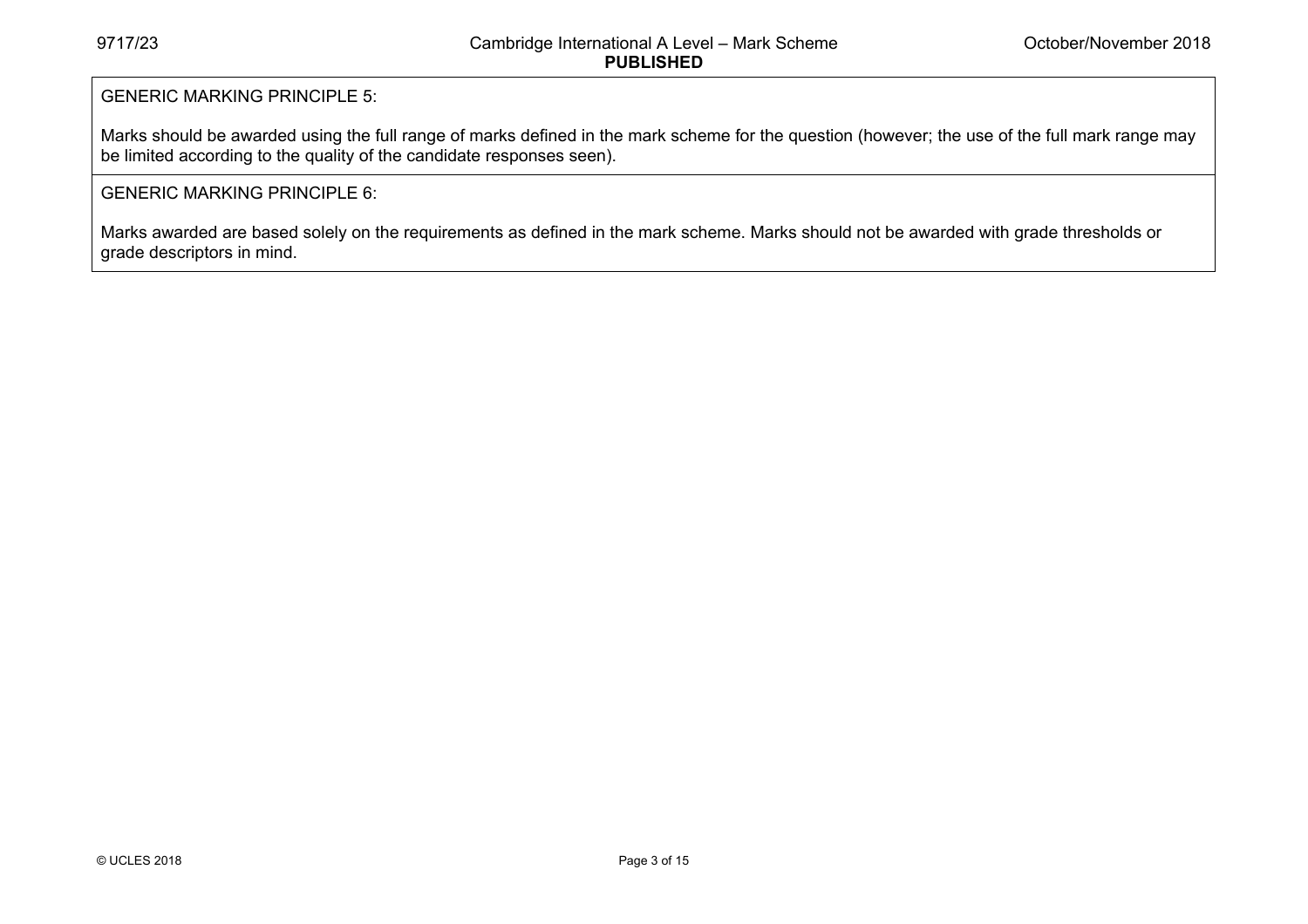GENERIC MARKING PRINCIPLE 5:

Marks should be awarded using the full range of marks defined in the mark scheme for the question (however; the use of the full mark range may be limited according to the quality of the candidate responses seen).

GENERIC MARKING PRINCIPLE 6:

Marks awarded are based solely on the requirements as defined in the mark scheme. Marks should not be awarded with grade thresholds or grade descriptors in mind.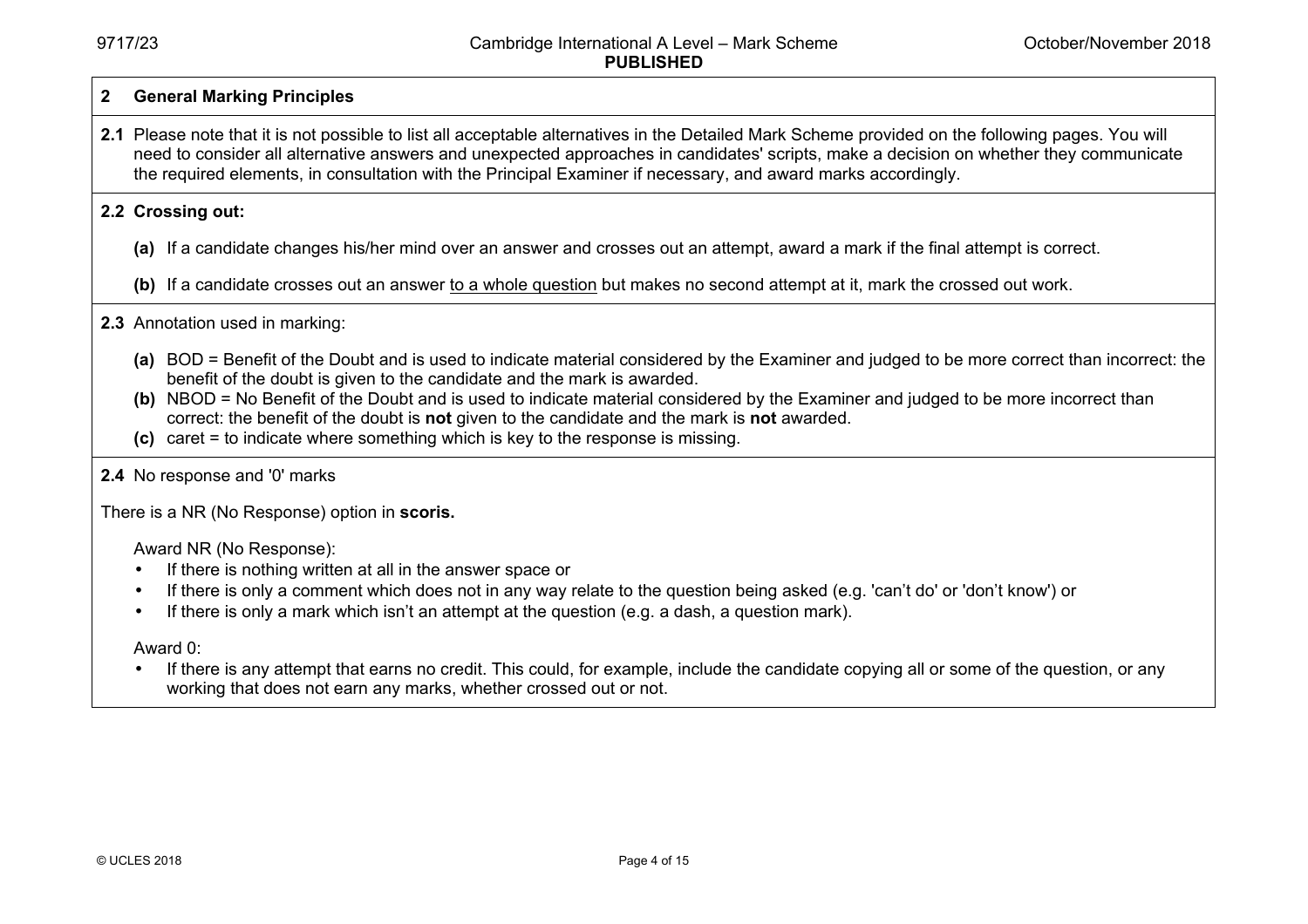## 2 General Marking Principles

**2.1** Please note that it is not possible to list all acceptable alternatives in the Detailed Mark Scheme provided on the following pages. You will need to consider all alternative answers and unexpected approaches in candidates' scripts, make a decision on whether they communicate the required elements, in consultation with the Principal Examiner if necessary, and award marks accordingly.

**2.2 Crossing out:**

- **(a)** If a candidate changes his/her mind over an answer and crosses out an attempt, award a mark if the final attempt is correct.
- **(b)** If a candidate crosses out an answer <u>to a whole question</u> but makes no second attempt at it, mark the crossed out work.

**2.3** Annotation used in marking:

- **(a)** BOD = Benefit of the Doubt and is used to indicate material considered by the Examiner and judged to be more correct than incorrect: the benefit of the doubt is given to the candidate and the mark is awarded.
- **(b)** NBOD = No Benefit of the Doubt and is used to indicate material considered by the Examiner and judged to be more incorrect than correct: the benefit of the doubt is **not** given to the candidate and the mark is **not** awarded.
- **(c)** caret = to indicate where something which is key to the response is missing.

**2.4** No response and '0' marks

There is a NR (No Response) option in **scoris.**

Award NR (No Response):

- If there is nothing written at all in the answer space or
- If there is only a comment which does not in any way relate to the question being asked (e.g. 'can't do' or 'don't know') or
- If there is only a mark which isn't an attempt at the question (e.g. a dash, a question mark).

Award 0:

- If there is any attempt that earns no credit. This could, for example, include the candidate copying all or some of the question, or any working that does not earn any marks, whether crossed out or not.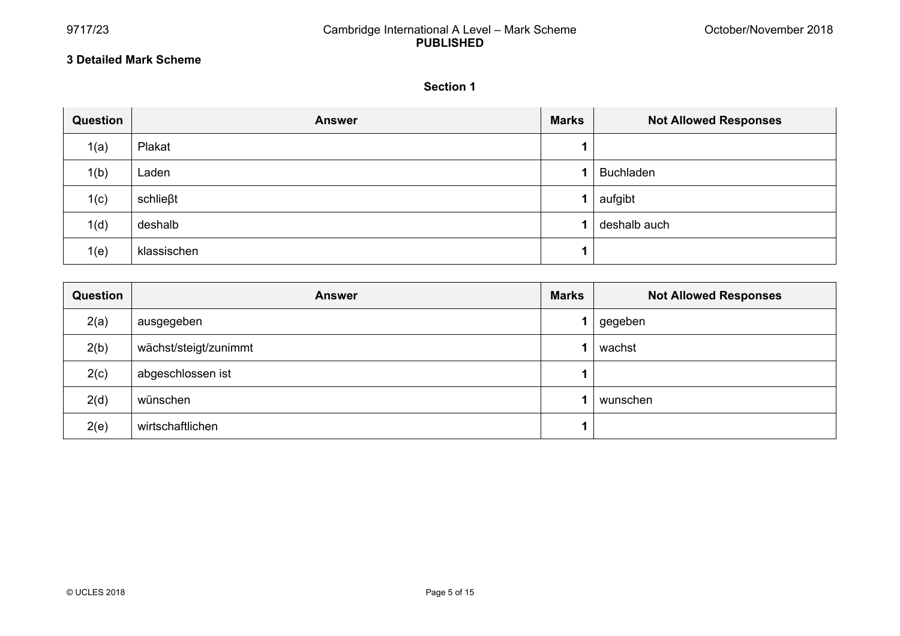## 3 Detailed Mark Scheme

### Section 1

| Question | Answer | Marks | Not Allowed Responses |
|---|---|---|---|
| 1(a) | Plakat | 1 | |
| 1(b) | Laden | 1 | Buchladen |
| 1(c) | schließt | 1 | aufgibt |
| 1(d) | deshalb | 1 | deshalb auch |
| 1(e) | klassischen | 1 | |

| Question | Answer | Marks | Not Allowed Responses |
|---|---|---|---|
| 2(a) | ausgegeben | 1 | gegeben |
| 2(b) | wächst/steigt/zunimmt | 1 | wachst |
| 2(c) | abgeschlossen ist | 1 | |
| 2(d) | wünschen | 1 | wunschen |
| 2(e) | wirtschaftlichen | 1 | |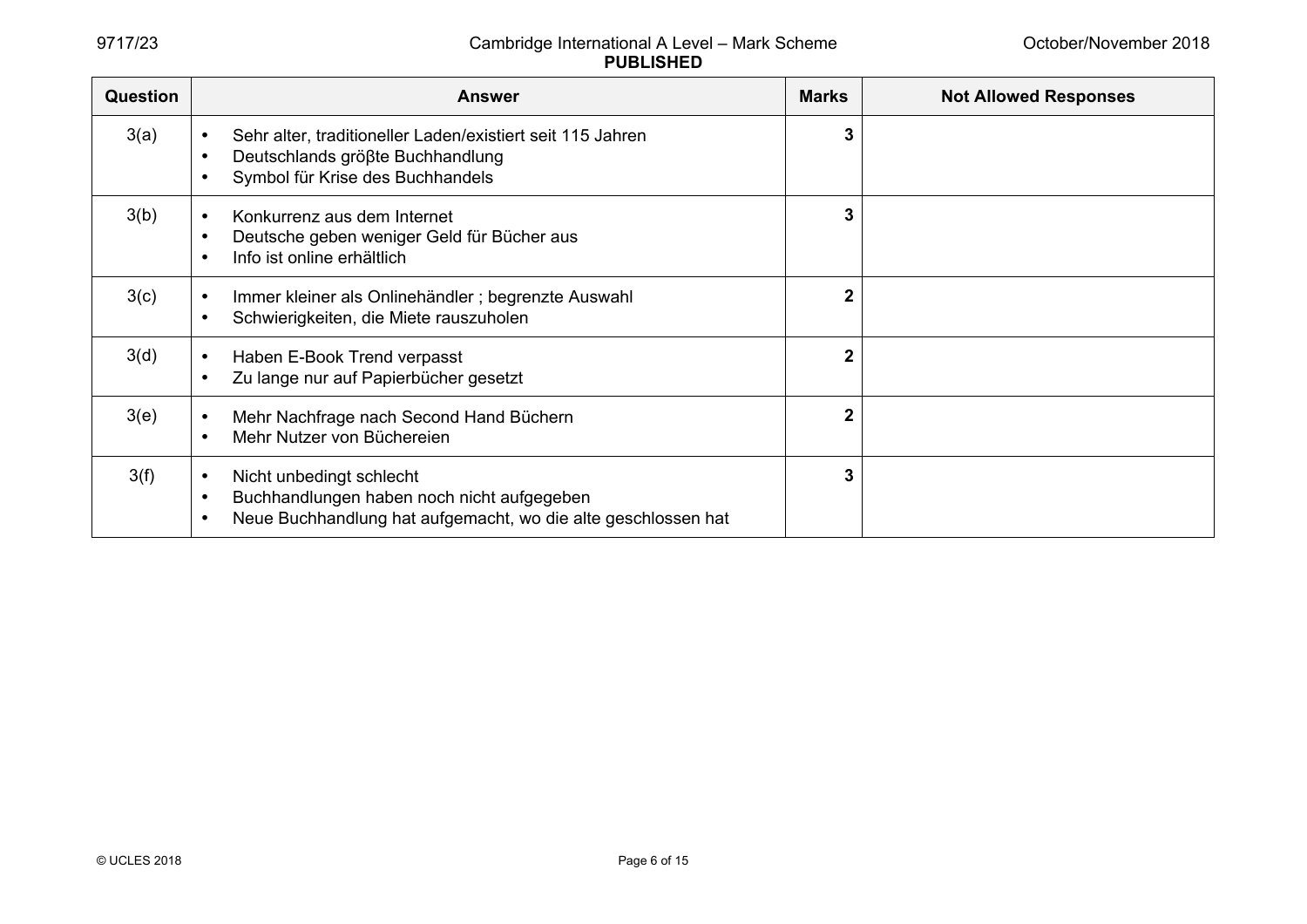| Question | Answer | Marks | Not Allowed Responses |
|---|---|---|---|
| 3(a) | • Sehr alter, traditioneller Laden/existiert seit 115 Jahren<br>• Deutschlands gröβte Buchhandlung<br>• Symbol für Krise des Buchhandels | 3 | |
| 3(b) | • Konkurrenz aus dem Internet<br>• Deutsche geben weniger Geld für Bücher aus<br>• Info ist online erhältlich | 3 | |
| 3(c) | • Immer kleiner als Onlinehändler ; begrenzte Auswahl<br>• Schwierigkeiten, die Miete rauszuholen | 2 | |
| 3(d) | • Haben E-Book Trend verpasst<br>• Zu lange nur auf Papierbücher gesetzt | 2 | |
| 3(e) | • Mehr Nachfrage nach Second Hand Büchern<br>• Mehr Nutzer von Büchereien | 2 | |
| 3(f) | • Nicht unbedingt schlecht<br>• Buchhandlungen haben noch nicht aufgegeben<br>• Neue Buchhandlung hat aufgemacht, wo die alte geschlossen hat | 3 | |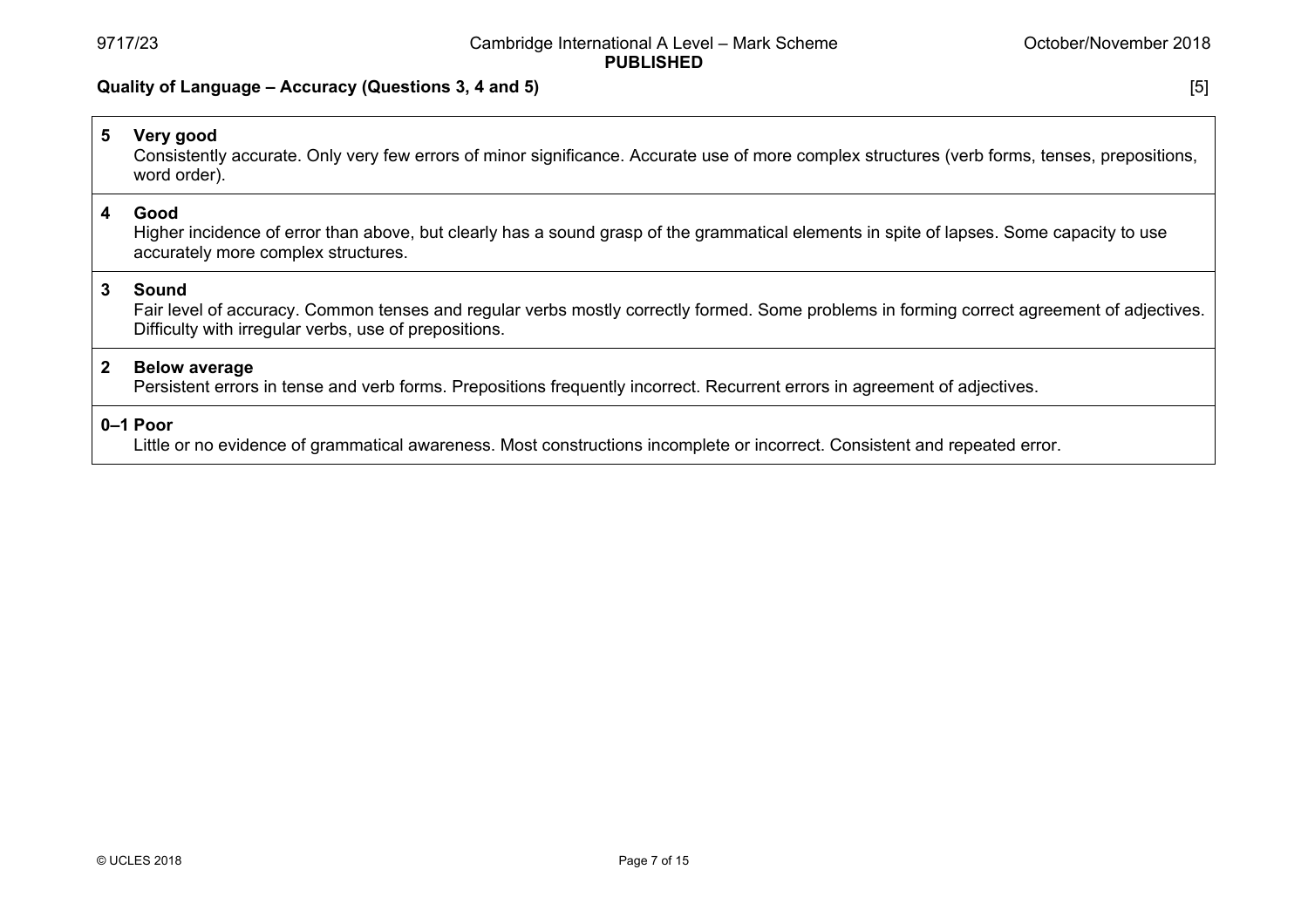**Quality of Language – Accuracy (Questions 3, 4 and 5)** [5]

| Mark | Descriptor |
| --- | --- |
| **5** | **Very good**<br>Consistently accurate. Only very few errors of minor significance. Accurate use of more complex structures (verb forms, tenses, prepositions, word order). |
| **4** | **Good**<br>Higher incidence of error than above, but clearly has a sound grasp of the grammatical elements in spite of lapses. Some capacity to use accurately more complex structures. |
| **3** | **Sound**<br>Fair level of accuracy. Common tenses and regular verbs mostly correctly formed. Some problems in forming correct agreement of adjectives. Difficulty with irregular verbs, use of prepositions. |
| **2** | **Below average**<br>Persistent errors in tense and verb forms. Prepositions frequently incorrect. Recurrent errors in agreement of adjectives. |
| **0–1** | **Poor**<br>Little or no evidence of grammatical awareness. Most constructions incomplete or incorrect. Consistent and repeated error. |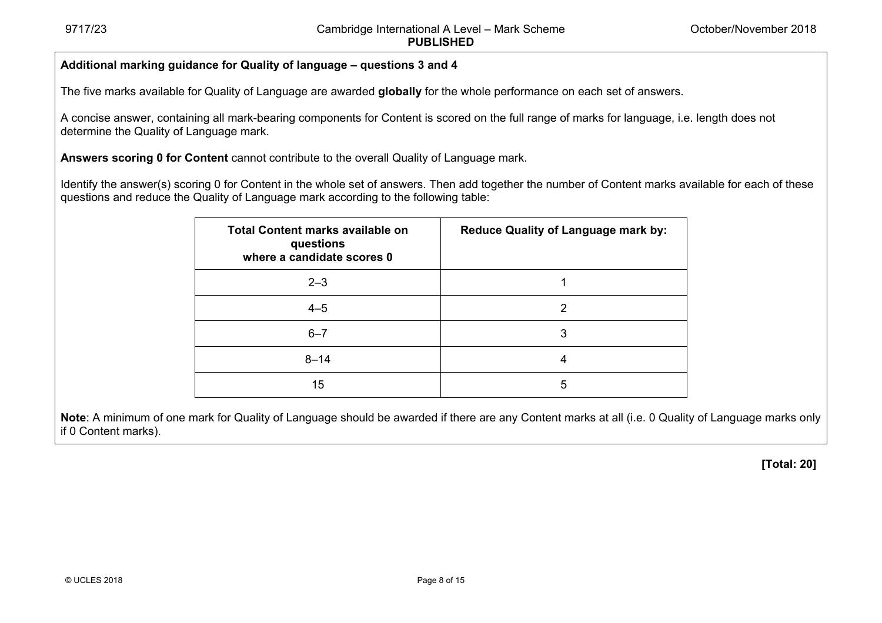**Additional marking guidance for Quality of language – questions 3 and 4**

The five marks available for Quality of Language are awarded **globally** for the whole performance on each set of answers.

A concise answer, containing all mark-bearing components for Content is scored on the full range of marks for language, i.e. length does not determine the Quality of Language mark.

**Answers scoring 0 for Content** cannot contribute to the overall Quality of Language mark.

Identify the answer(s) scoring 0 for Content in the whole set of answers. Then add together the number of Content marks available for each of these questions and reduce the Quality of Language mark according to the following table:

| Total Content marks available on questions where a candidate scores 0 | Reduce Quality of Language mark by: |
|---|---|
| 2–3 | 1 |
| 4–5 | 2 |
| 6–7 | 3 |
| 8–14 | 4 |
| 15 | 5 |

**Note**: A minimum of one mark for Quality of Language should be awarded if there are any Content marks at all (i.e. 0 Quality of Language marks only if 0 Content marks).

**[Total: 20]**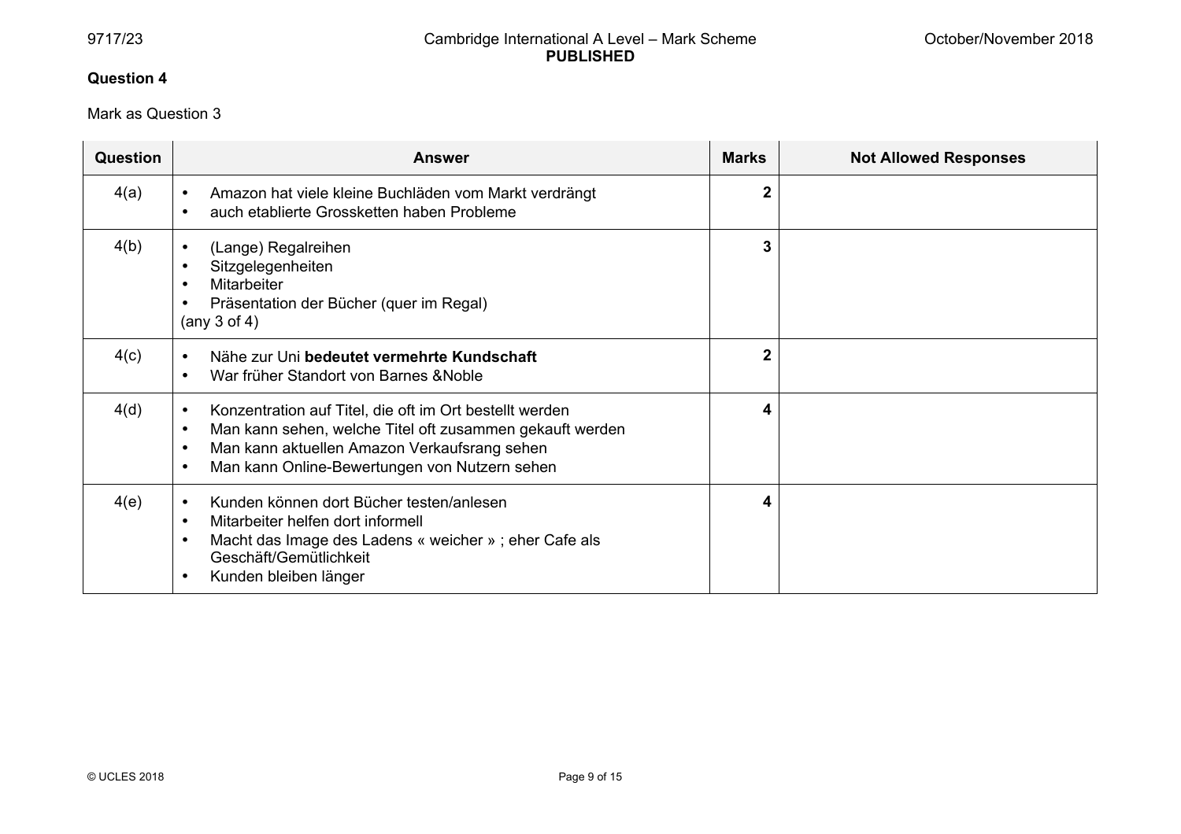**Question 4**

Mark as Question 3

| Question | Answer | Marks | Not Allowed Responses |
|---|---|---|---|
| 4(a) | • Amazon hat viele kleine Buchläden vom Markt verdrängt<br>• auch etablierte Grossketten haben Probleme | **2** | |
| 4(b) | • (Lange) Regalreihen<br>• Sitzgelegenheiten<br>• Mitarbeiter<br>• Präsentation der Bücher (quer im Regal)<br>(any 3 of 4) | **3** | |
| 4(c) | • Nähe zur Uni **bedeutet vermehrte Kundschaft**<br>• War früher Standort von Barnes &Noble | **2** | |
| 4(d) | • Konzentration auf Titel, die oft im Ort bestellt werden<br>• Man kann sehen, welche Titel oft zusammen gekauft werden<br>• Man kann aktuellen Amazon Verkaufsrang sehen<br>• Man kann Online-Bewertungen von Nutzern sehen | **4** | |
| 4(e) | • Kunden können dort Bücher testen/anlesen<br>• Mitarbeiter helfen dort informell<br>• Macht das Image des Ladens « weicher » ; eher Cafe als Geschäft/Gemütlichkeit<br>• Kunden bleiben länger | **4** | |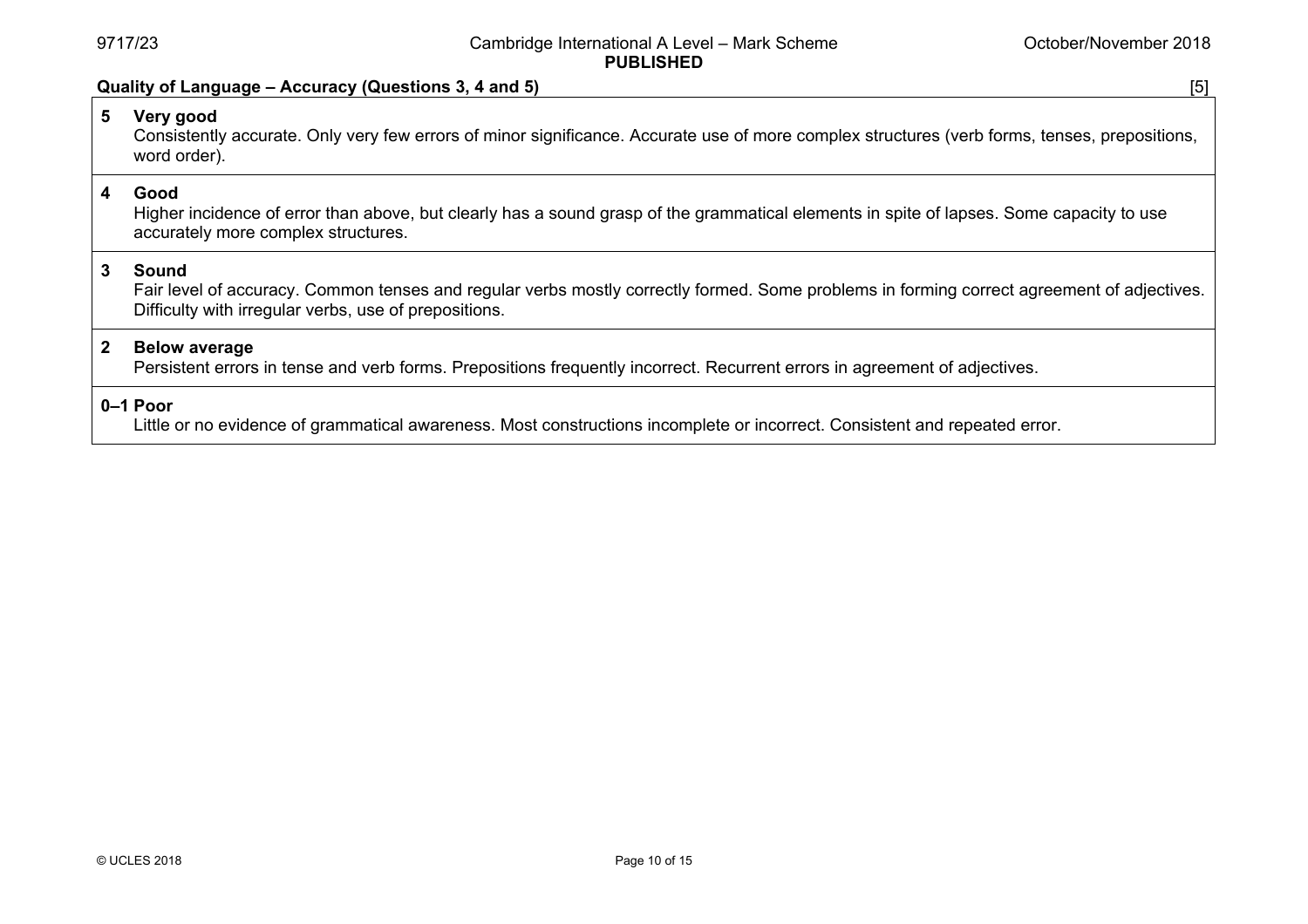**Quality of Language – Accuracy (Questions 3, 4 and 5)** [5]

| | |
|---|---|
| **5** | **Very good**<br>Consistently accurate. Only very few errors of minor significance. Accurate use of more complex structures (verb forms, tenses, prepositions, word order). |
| **4** | **Good**<br>Higher incidence of error than above, but clearly has a sound grasp of the grammatical elements in spite of lapses. Some capacity to use accurately more complex structures. |
| **3** | **Sound**<br>Fair level of accuracy. Common tenses and regular verbs mostly correctly formed. Some problems in forming correct agreement of adjectives. Difficulty with irregular verbs, use of prepositions. |
| **2** | **Below average**<br>Persistent errors in tense and verb forms. Prepositions frequently incorrect. Recurrent errors in agreement of adjectives. |
| **0–1** | **Poor**<br>Little or no evidence of grammatical awareness. Most constructions incomplete or incorrect. Consistent and repeated error. |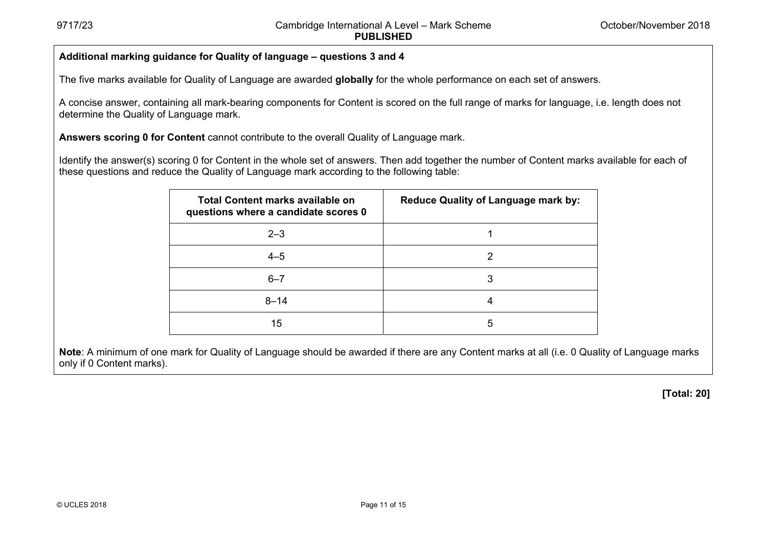**Additional marking guidance for Quality of language – questions 3 and 4**

The five marks available for Quality of Language are awarded **globally** for the whole performance on each set of answers.

A concise answer, containing all mark-bearing components for Content is scored on the full range of marks for language, i.e. length does not determine the Quality of Language mark.

**Answers scoring 0 for Content** cannot contribute to the overall Quality of Language mark.

Identify the answer(s) scoring 0 for Content in the whole set of answers. Then add together the number of Content marks available for each of these questions and reduce the Quality of Language mark according to the following table:

| Total Content marks available on questions where a candidate scores 0 | Reduce Quality of Language mark by: |
|---|---|
| 2–3 | 1 |
| 4–5 | 2 |
| 6–7 | 3 |
| 8–14 | 4 |
| 15 | 5 |

**Note**: A minimum of one mark for Quality of Language should be awarded if there are any Content marks at all (i.e. 0 Quality of Language marks only if 0 Content marks).

**[Total: 20]**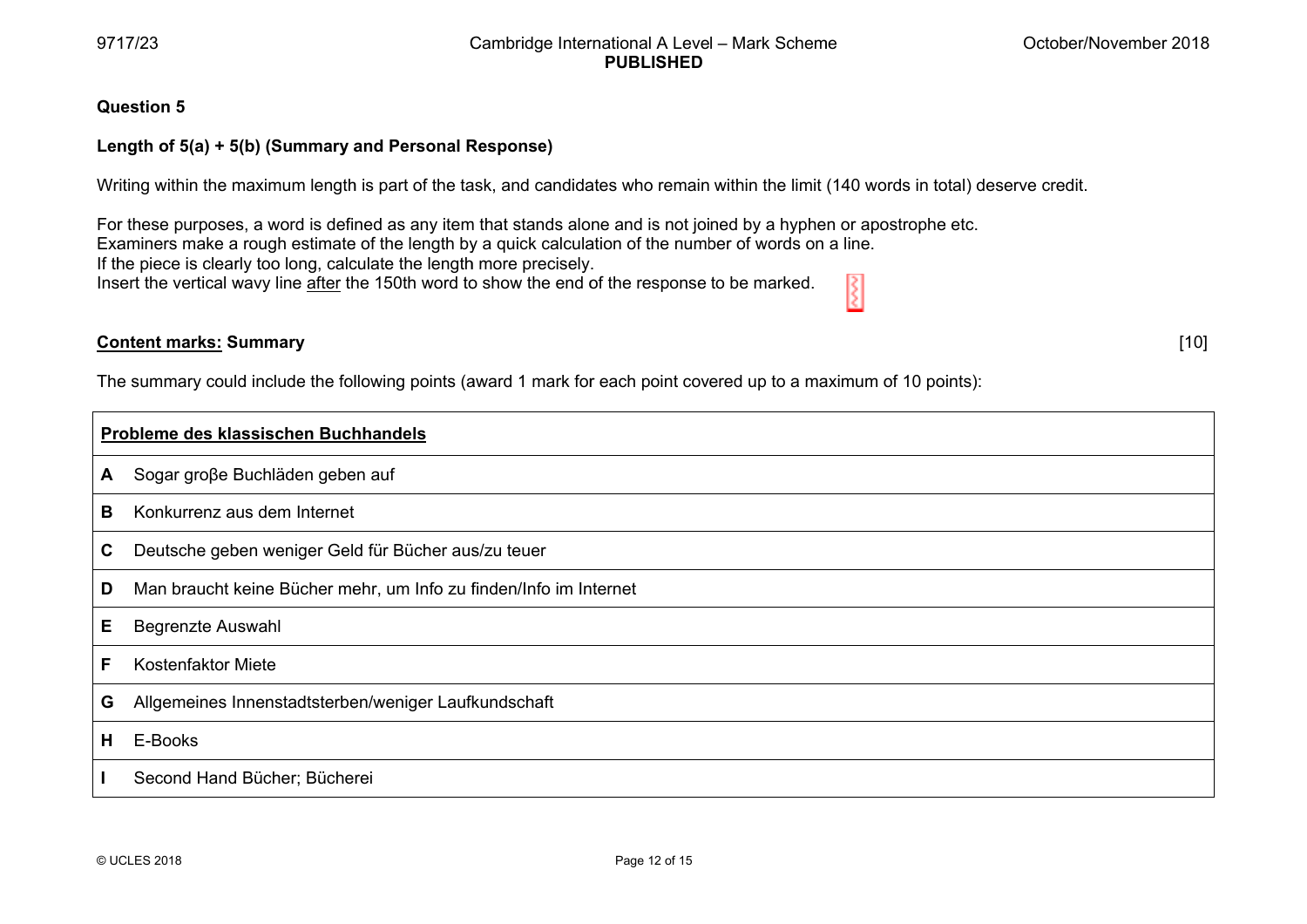**Question 5**

**Length of 5(a) + 5(b) (Summary and Personal Response)**

Writing within the maximum length is part of the task, and candidates who remain within the limit (140 words in total) deserve credit.

For these purposes, a word is defined as any item that stands alone and is not joined by a hyphen or apostrophe etc.
Examiners make a rough estimate of the length by a quick calculation of the number of words on a line.
If the piece is clearly too long, calculate the length more precisely.
Insert the vertical wavy line after the 150th word to show the end of the response to be marked.

**Content marks: Summary** [10]

The summary could include the following points (award 1 mark for each point covered up to a maximum of 10 points):

| **Probleme des klassischen Buchhandels** | |
|---|---|
| **A** | Sogar groβe Buchläden geben auf |
| **B** | Konkurrenz aus dem Internet |
| **C** | Deutsche geben weniger Geld für Bücher aus/zu teuer |
| **D** | Man braucht keine Bücher mehr, um Info zu finden/Info im Internet |
| **E** | Begrenzte Auswahl |
| **F** | Kostenfaktor Miete |
| **G** | Allgemeines Innenstadtsterben/weniger Laufkundschaft |
| **H** | E-Books |
| **I** | Second Hand Bücher; Bücherei |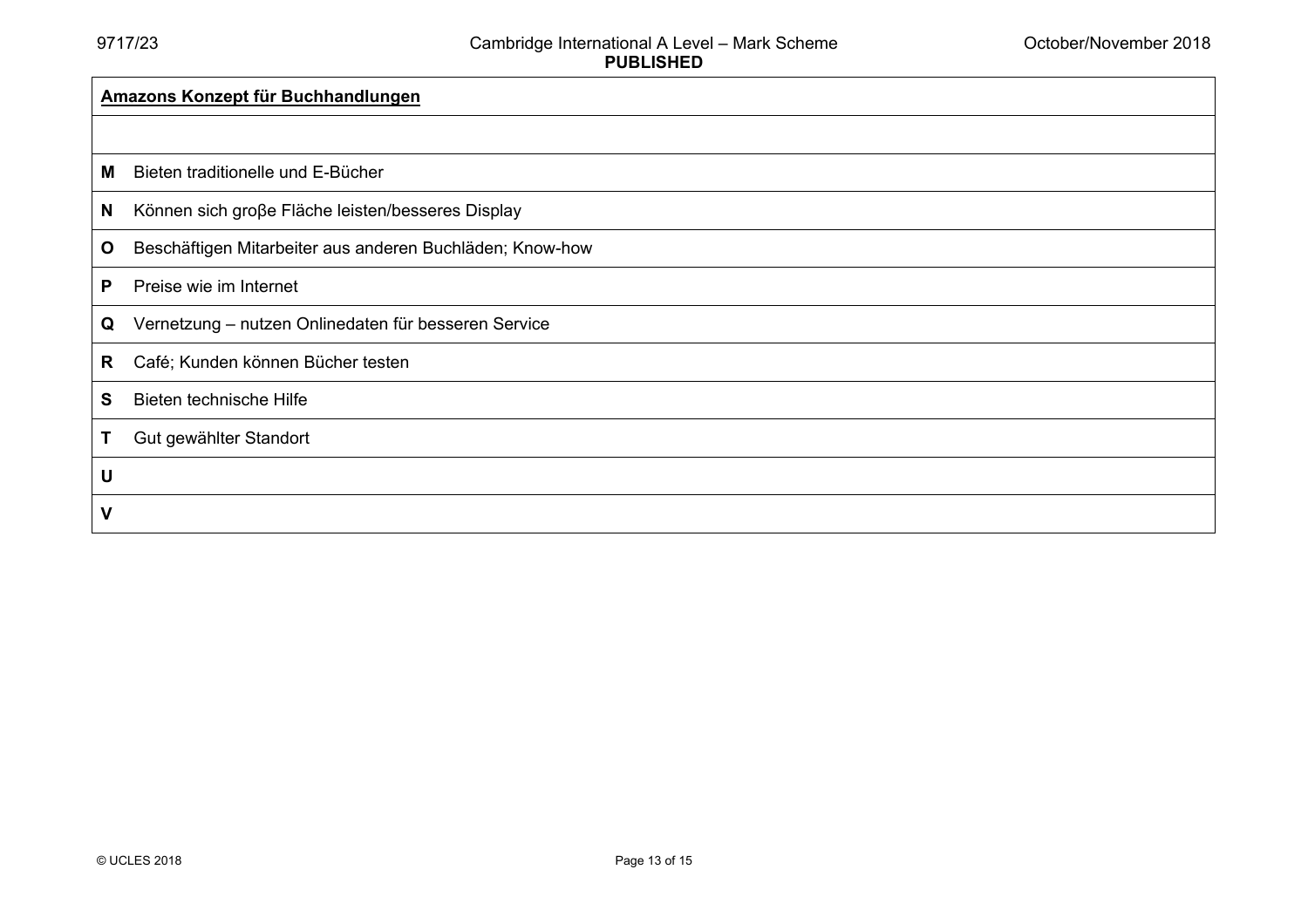| **Amazons Konzept für Buchhandlungen** | |
|---|---|
| | |
| **M** | Bieten traditionelle und E-Bücher |
| **N** | Können sich groβe Fläche leisten/besseres Display |
| **O** | Beschäftigen Mitarbeiter aus anderen Buchläden; Know-how |
| **P** | Preise wie im Internet |
| **Q** | Vernetzung – nutzen Onlinedaten für besseren Service |
| **R** | Café; Kunden können Bücher testen |
| **S** | Bieten technische Hilfe |
| **T** | Gut gewählter Standort |
| **U** | |
| **V** | |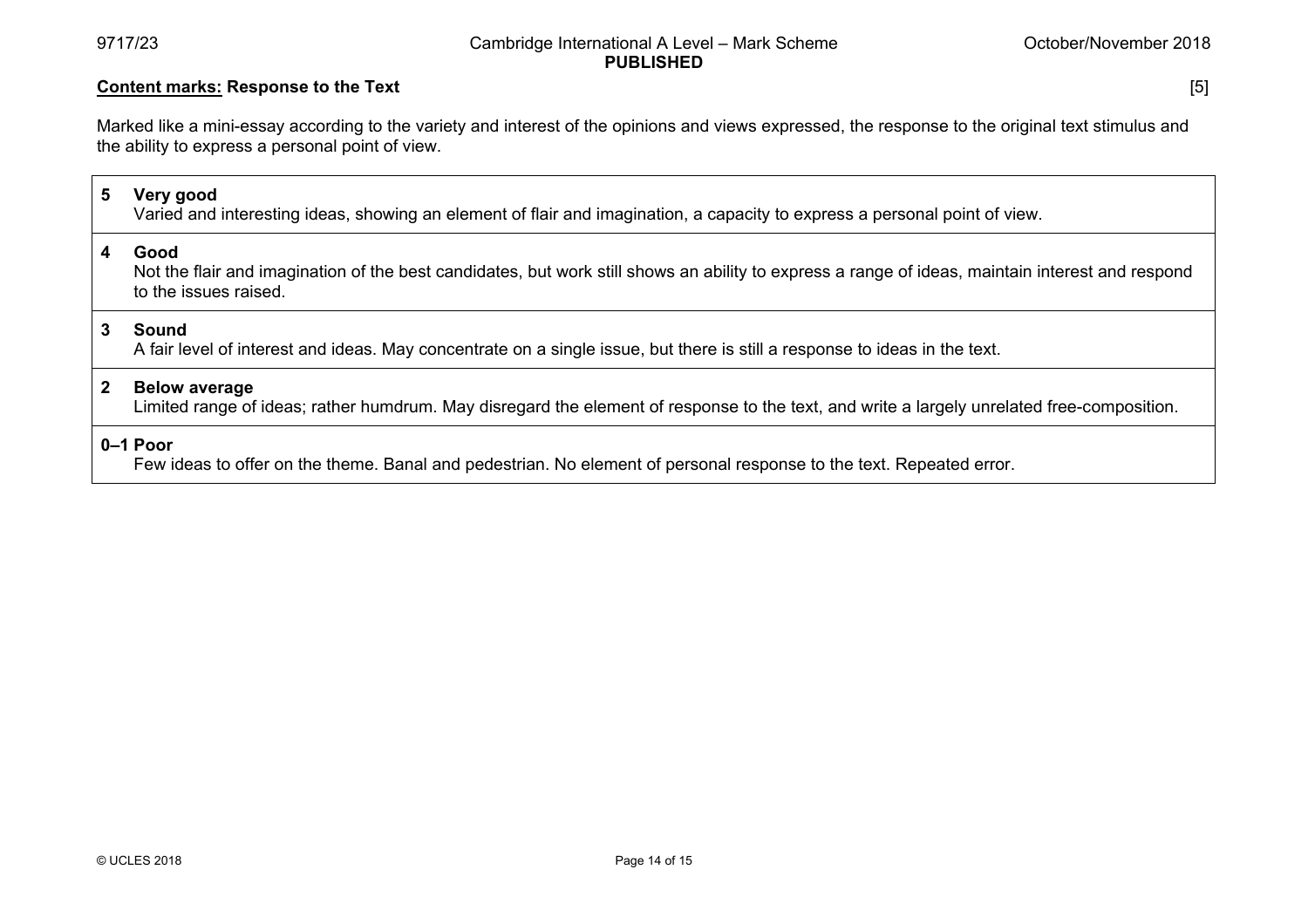**<u>Content marks:</u> Response to the Text** [5]

Marked like a mini-essay according to the variety and interest of the opinions and views expressed, the response to the original text stimulus and the ability to express a personal point of view.

| Mark | Descriptor |
|---|---|
| **5** | **Very good**<br>Varied and interesting ideas, showing an element of flair and imagination, a capacity to express a personal point of view. |
| **4** | **Good**<br>Not the flair and imagination of the best candidates, but work still shows an ability to express a range of ideas, maintain interest and respond to the issues raised. |
| **3** | **Sound**<br>A fair level of interest and ideas. May concentrate on a single issue, but there is still a response to ideas in the text. |
| **2** | **Below average**<br>Limited range of ideas; rather humdrum. May disregard the element of response to the text, and write a largely unrelated free-composition. |
| **0–1** | **Poor**<br>Few ideas to offer on the theme. Banal and pedestrian. No element of personal response to the text. Repeated error. |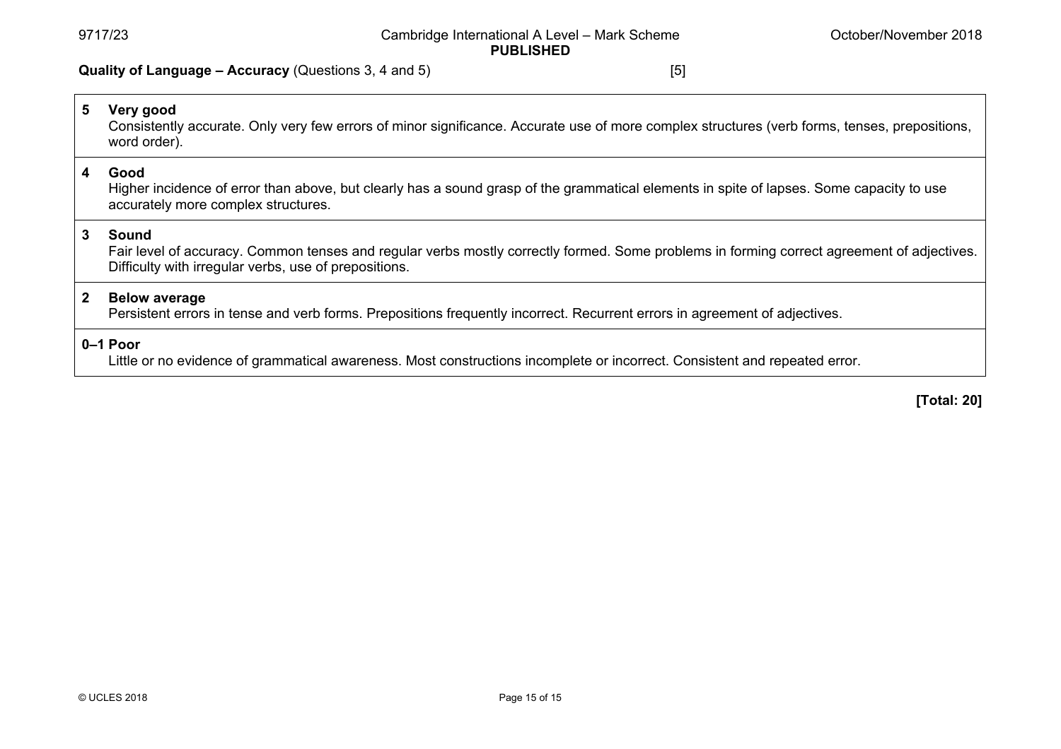**Quality of Language – Accuracy** (Questions 3, 4 and 5) [5]

| | |
|---|---|
| **5** | **Very good**<br>Consistently accurate. Only very few errors of minor significance. Accurate use of more complex structures (verb forms, tenses, prepositions, word order). |
| **4** | **Good**<br>Higher incidence of error than above, but clearly has a sound grasp of the grammatical elements in spite of lapses. Some capacity to use accurately more complex structures. |
| **3** | **Sound**<br>Fair level of accuracy. Common tenses and regular verbs mostly correctly formed. Some problems in forming correct agreement of adjectives. Difficulty with irregular verbs, use of prepositions. |
| **2** | **Below average**<br>Persistent errors in tense and verb forms. Prepositions frequently incorrect. Recurrent errors in agreement of adjectives. |
| **0–1** | **Poor**<br>Little or no evidence of grammatical awareness. Most constructions incomplete or incorrect. Consistent and repeated error. |

**[Total: 20]**